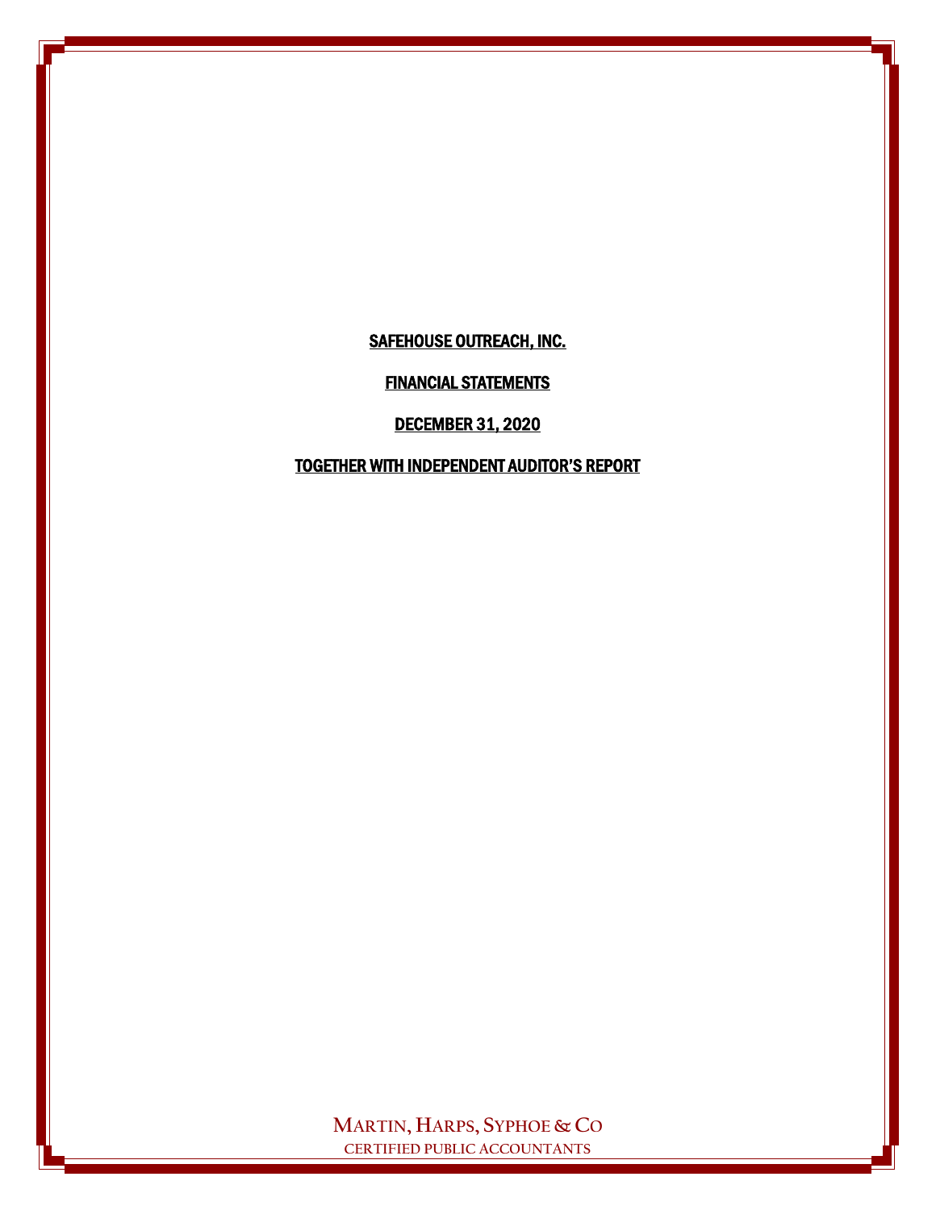# SAFEHOUSE OUTREACH, INC.

## FINANCIAL STATEMENTS

## DECEMBER 31, 2020

## TOGETHER WITH INDEPENDENT AUDITOR'S REPORT

MARTIN, HARPS, SYPHOE & CO

CERTIFIED PUBLIC ACCOUNTANTS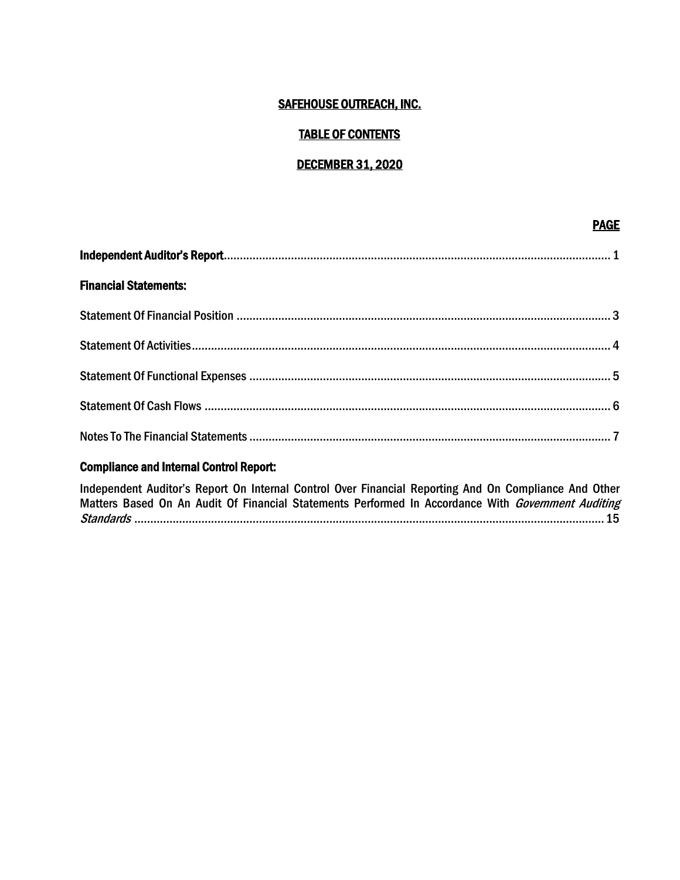# SAFEHOUSE OUTREACH, INC.

## TABLE OF CONTENTS

## DECEMBER 31, 2020

| | PAGE |
|---|---|
| **Independent Auditor's Report** | 1 |
| **Financial Statements:** | |
| Statement Of Financial Position | 3 |
| Statement Of Activities | 4 |
| Statement Of Functional Expenses | 5 |
| Statement Of Cash Flows | 6 |
| Notes To The Financial Statements | 7 |
| **Compliance and Internal Control Report:** | |
| Independent Auditor's Report On Internal Control Over Financial Reporting And On Compliance And Other Matters Based On An Audit Of Financial Statements Performed In Accordance With *Government Auditing Standards* | 15 |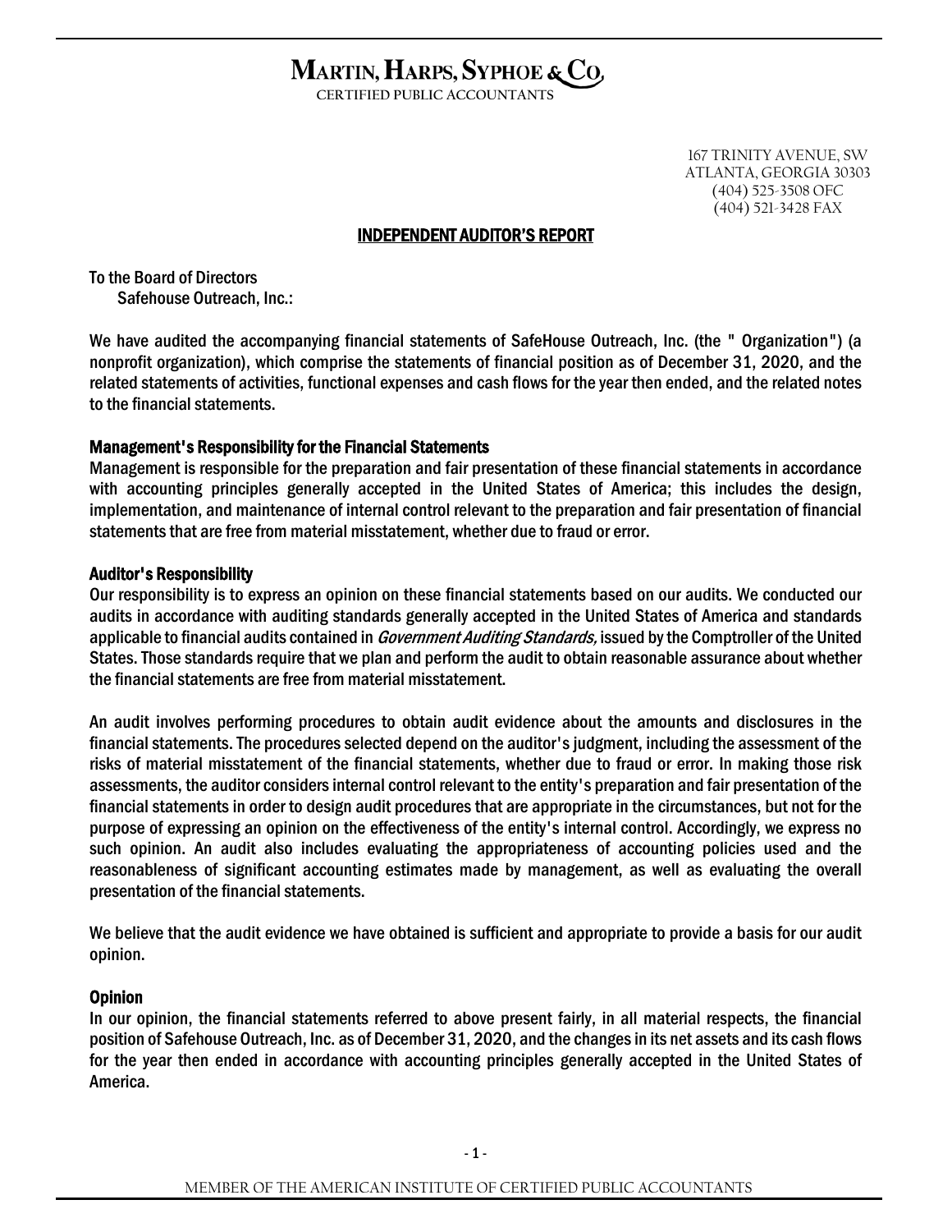# MARTIN, HARPS, SYPHOE & CO.

CERTIFIED PUBLIC ACCOUNTANTS

167 TRINITY AVENUE, SW
ATLANTA, GEORGIA 30303
(404) 525-3508 OFC
(404) 521-3428 FAX

## INDEPENDENT AUDITOR'S REPORT

To the Board of Directors
Safehouse Outreach, Inc.:

We have audited the accompanying financial statements of SafeHouse Outreach, Inc. (the " Organization") (a nonprofit organization), which comprise the statements of financial position as of December 31, 2020, and the related statements of activities, functional expenses and cash flows for the year then ended, and the related notes to the financial statements.

### Management's Responsibility for the Financial Statements

Management is responsible for the preparation and fair presentation of these financial statements in accordance with accounting principles generally accepted in the United States of America; this includes the design, implementation, and maintenance of internal control relevant to the preparation and fair presentation of financial statements that are free from material misstatement, whether due to fraud or error.

### Auditor's Responsibility

Our responsibility is to express an opinion on these financial statements based on our audits. We conducted our audits in accordance with auditing standards generally accepted in the United States of America and standards applicable to financial audits contained in *Government Auditing Standards,* issued by the Comptroller of the United States. Those standards require that we plan and perform the audit to obtain reasonable assurance about whether the financial statements are free from material misstatement.

An audit involves performing procedures to obtain audit evidence about the amounts and disclosures in the financial statements. The procedures selected depend on the auditor's judgment, including the assessment of the risks of material misstatement of the financial statements, whether due to fraud or error. In making those risk assessments, the auditor considers internal control relevant to the entity's preparation and fair presentation of the financial statements in order to design audit procedures that are appropriate in the circumstances, but not for the purpose of expressing an opinion on the effectiveness of the entity's internal control. Accordingly, we express no such opinion. An audit also includes evaluating the appropriateness of accounting policies used and the reasonableness of significant accounting estimates made by management, as well as evaluating the overall presentation of the financial statements.

We believe that the audit evidence we have obtained is sufficient and appropriate to provide a basis for our audit opinion.

### Opinion

In our opinion, the financial statements referred to above present fairly, in all material respects, the financial position of Safehouse Outreach, Inc. as of December 31, 2020, and the changes in its net assets and its cash flows for the year then ended in accordance with accounting principles generally accepted in the United States of America.

MEMBER OF THE AMERICAN INSTITUTE OF CERTIFIED PUBLIC ACCOUNTANTS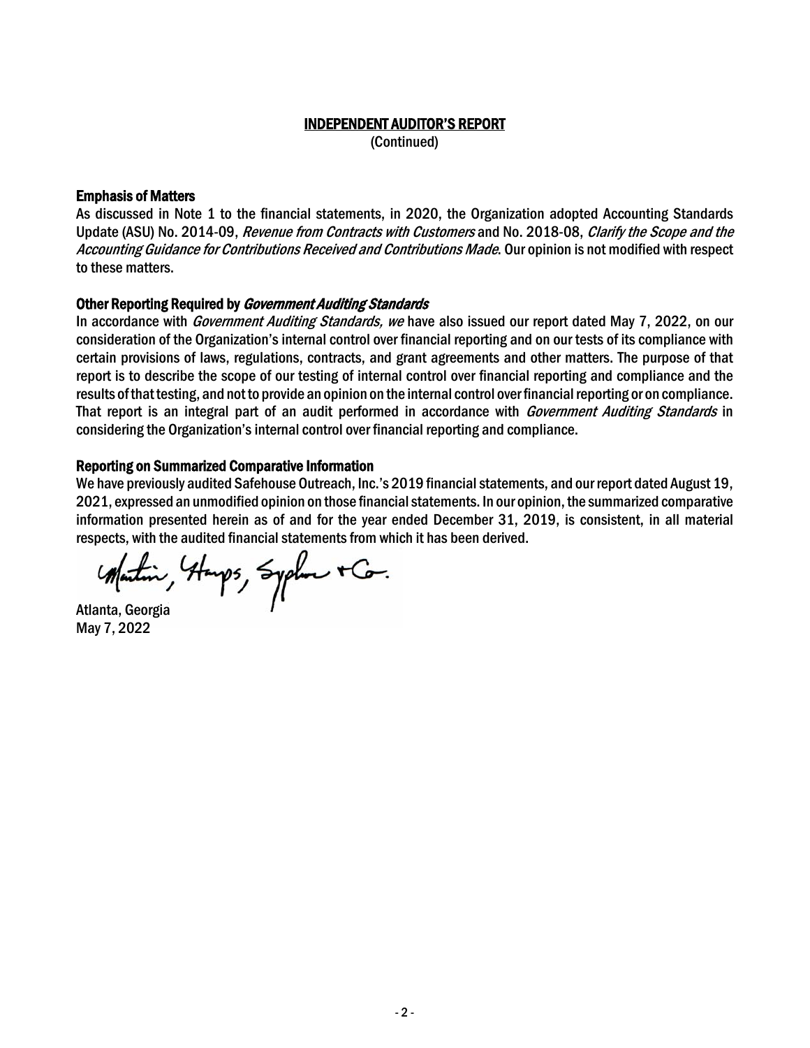# INDEPENDENT AUDITOR'S REPORT

(Continued)

### Emphasis of Matters

As discussed in Note 1 to the financial statements, in 2020, the Organization adopted Accounting Standards Update (ASU) No. 2014-09, *Revenue from Contracts with Customers* and No. 2018-08, *Clarify the Scope and the Accounting Guidance for Contributions Received and Contributions Made*. Our opinion is not modified with respect to these matters.

### Other Reporting Required by *Government Auditing Standards*

In accordance with *Government Auditing Standards, we* have also issued our report dated May 7, 2022, on our consideration of the Organization's internal control over financial reporting and on our tests of its compliance with certain provisions of laws, regulations, contracts, and grant agreements and other matters. The purpose of that report is to describe the scope of our testing of internal control over financial reporting and compliance and the results of that testing, and not to provide an opinion on the internal control over financial reporting or on compliance. That report is an integral part of an audit performed in accordance with *Government Auditing Standards* in considering the Organization's internal control over financial reporting and compliance.

### Reporting on Summarized Comparative Information

We have previously audited Safehouse Outreach, Inc.'s 2019 financial statements, and our report dated August 19, 2021, expressed an unmodified opinion on those financial statements. In our opinion, the summarized comparative information presented herein as of and for the year ended December 31, 2019, is consistent, in all material respects, with the audited financial statements from which it has been derived.

Martin, Hamps, Sypher + Co.

Atlanta, Georgia
May 7, 2022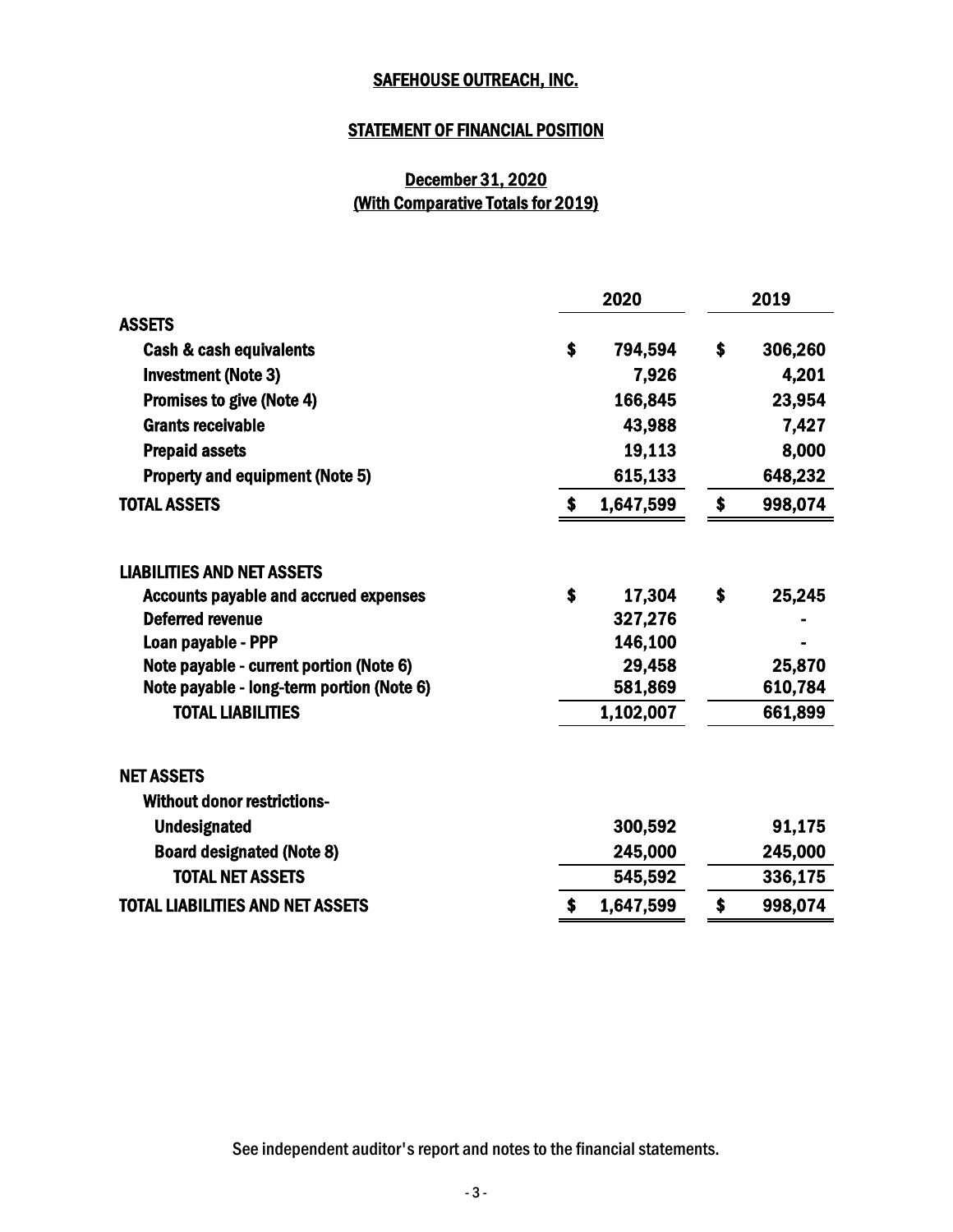# SAFEHOUSE OUTREACH, INC.

## STATEMENT OF FINANCIAL POSITION

### December 31, 2020
### (With Comparative Totals for 2019)

| | 2020 | 2019 |
|---|---|---|
| **ASSETS** | | |
| Cash & cash equivalents | $ 794,594 | $ 306,260 |
| Investment (Note 3) | 7,926 | 4,201 |
| Promises to give (Note 4) | 166,845 | 23,954 |
| Grants receivable | 43,988 | 7,427 |
| Prepaid assets | 19,113 | 8,000 |
| Property and equipment (Note 5) | 615,133 | 648,232 |
| **TOTAL ASSETS** | $ 1,647,599 | $ 998,074 |
| | | |
| **LIABILITIES AND NET ASSETS** | | |
| Accounts payable and accrued expenses | $ 17,304 | $ 25,245 |
| Deferred revenue | 327,276 | - |
| Loan payable - PPP | 146,100 | - |
| Note payable - current portion (Note 6) | 29,458 | 25,870 |
| Note payable - long-term portion (Note 6) | 581,869 | 610,784 |
| **TOTAL LIABILITIES** | 1,102,007 | 661,899 |
| | | |
| **NET ASSETS** | | |
| Without donor restrictions- | | |
| Undesignated | 300,592 | 91,175 |
| Board designated (Note 8) | 245,000 | 245,000 |
| **TOTAL NET ASSETS** | 545,592 | 336,175 |
| **TOTAL LIABILITIES AND NET ASSETS** | $ 1,647,599 | $ 998,074 |

See independent auditor's report and notes to the financial statements.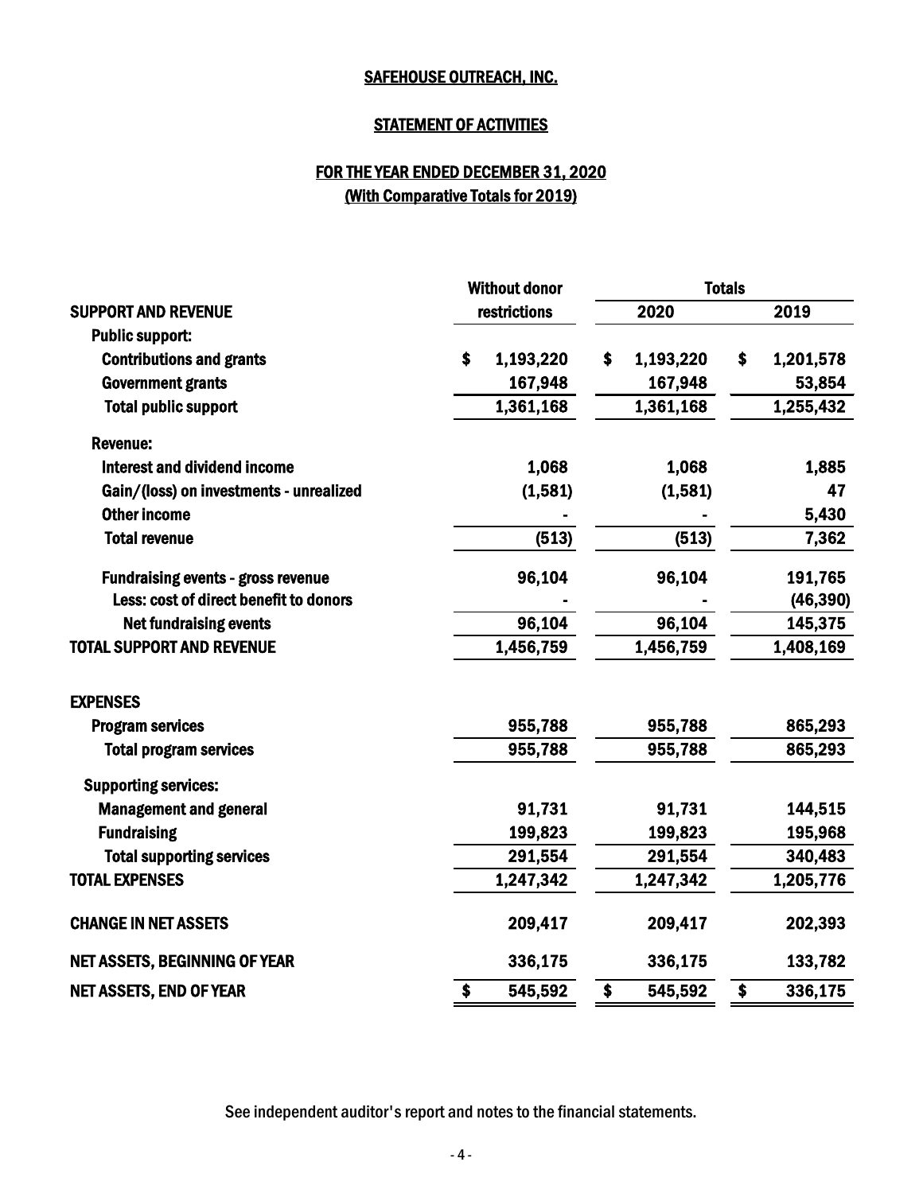# SAFEHOUSE OUTREACH, INC.

## STATEMENT OF ACTIVITIES

## FOR THE YEAR ENDED DECEMBER 31, 2020
## (With Comparative Totals for 2019)

| | Without donor restrictions | Totals | |
|---|---|---|---|
| **SUPPORT AND REVENUE** | | **2020** | **2019** |
| **Public support:** | | | |
| Contributions and grants | $ 1,193,220 | $ 1,193,220 | $ 1,201,578 |
| Government grants | 167,948 | 167,948 | 53,854 |
| Total public support | 1,361,168 | 1,361,168 | 1,255,432 |
| **Revenue:** | | | |
| Interest and dividend income | 1,068 | 1,068 | 1,885 |
| Gain/(loss) on investments - unrealized | (1,581) | (1,581) | 47 |
| Other income | - | - | 5,430 |
| Total revenue | (513) | (513) | 7,362 |
| Fundraising events - gross revenue | 96,104 | 96,104 | 191,765 |
| Less: cost of direct benefit to donors | - | - | (46,390) |
| Net fundraising events | 96,104 | 96,104 | 145,375 |
| **TOTAL SUPPORT AND REVENUE** | 1,456,759 | 1,456,759 | 1,408,169 |
| **EXPENSES** | | | |
| Program services | 955,788 | 955,788 | 865,293 |
| Total program services | 955,788 | 955,788 | 865,293 |
| **Supporting services:** | | | |
| Management and general | 91,731 | 91,731 | 144,515 |
| Fundraising | 199,823 | 199,823 | 195,968 |
| Total supporting services | 291,554 | 291,554 | 340,483 |
| **TOTAL EXPENSES** | 1,247,342 | 1,247,342 | 1,205,776 |
| **CHANGE IN NET ASSETS** | 209,417 | 209,417 | 202,393 |
| **NET ASSETS, BEGINNING OF YEAR** | 336,175 | 336,175 | 133,782 |
| **NET ASSETS, END OF YEAR** | $ 545,592 | $ 545,592 | $ 336,175 |

See independent auditor's report and notes to the financial statements.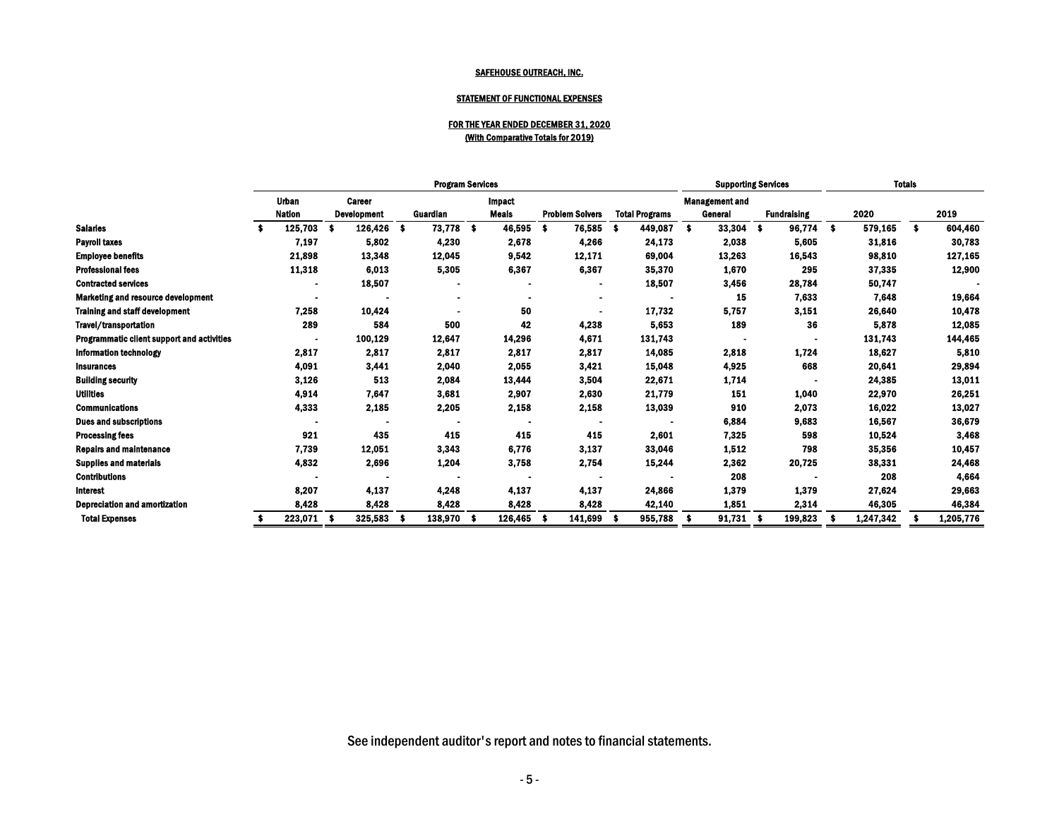SAFEHOUSE OUTREACH, INC.

STATEMENT OF FUNCTIONAL EXPENSES

FOR THE YEAR ENDED DECEMBER 31, 2020
(With Comparative Totals for 2019)

| | Program Services | | | | | | Supporting Services | | Totals | |
|---|---|---|---|---|---|---|---|---|---|---|
| | Urban Nation | Career Development | Guardian | Impact Meals | Problem Solvers | Total Programs | Management and General | Fundraising | 2020 | 2019 |
| Salaries | $ 125,703 | $ 126,426 | $ 73,778 | $ 46,595 | $ 76,585 | $ 449,087 | $ 33,304 | $ 96,774 | $ 579,165 | $ 604,460 |
| Payroll taxes | 7,197 | 5,802 | 4,230 | 2,678 | 4,266 | 24,173 | 2,038 | 5,605 | 31,816 | 30,783 |
| Employee benefits | 21,898 | 13,348 | 12,045 | 9,542 | 12,171 | 69,004 | 13,263 | 16,543 | 98,810 | 127,165 |
| Professional fees | 11,318 | 6,013 | 5,305 | 6,367 | 6,367 | 35,370 | 1,670 | 295 | 37,335 | 12,900 |
| Contracted services | - | 18,507 | - | - | - | 18,507 | 3,456 | 28,784 | 50,747 | - |
| Marketing and resource development | - | - | - | - | - | - | 15 | 7,633 | 7,648 | 19,664 |
| Training and staff development | 7,258 | 10,424 | - | 50 | - | 17,732 | 5,757 | 3,151 | 26,640 | 10,478 |
| Travel/transportation | 289 | 584 | 500 | 42 | 4,238 | 5,653 | 189 | 36 | 5,878 | 12,085 |
| Programmatic client support and activities | - | 100,129 | 12,647 | 14,296 | 4,671 | 131,743 | - | - | 131,743 | 144,465 |
| Information technology | 2,817 | 2,817 | 2,817 | 2,817 | 2,817 | 14,085 | 2,818 | 1,724 | 18,627 | 5,810 |
| Insurances | 4,091 | 3,441 | 2,040 | 2,055 | 3,421 | 15,048 | 4,925 | 668 | 20,641 | 29,894 |
| Building security | 3,126 | 513 | 2,084 | 13,444 | 3,504 | 22,671 | 1,714 | - | 24,385 | 13,011 |
| Utilities | 4,914 | 7,647 | 3,681 | 2,907 | 2,630 | 21,779 | 151 | 1,040 | 22,970 | 26,251 |
| Communications | 4,333 | 2,185 | 2,205 | 2,158 | 2,158 | 13,039 | 910 | 2,073 | 16,022 | 13,027 |
| Dues and subscriptions | - | - | - | - | - | - | 6,884 | 9,683 | 16,567 | 36,679 |
| Processing fees | 921 | 435 | 415 | 415 | 415 | 2,601 | 7,325 | 598 | 10,524 | 3,468 |
| Repairs and maintenance | 7,739 | 12,051 | 3,343 | 6,776 | 3,137 | 33,046 | 1,512 | 798 | 35,356 | 10,457 |
| Supplies and materials | 4,832 | 2,696 | 1,204 | 3,758 | 2,754 | 15,244 | 2,362 | 20,725 | 38,331 | 24,468 |
| Contributions | - | - | - | - | - | - | 208 | - | 208 | 4,664 |
| Interest | 8,207 | 4,137 | 4,248 | 4,137 | 4,137 | 24,866 | 1,379 | 1,379 | 27,624 | 29,663 |
| Depreciation and amortization | 8,428 | 8,428 | 8,428 | 8,428 | 8,428 | 42,140 | 1,851 | 2,314 | 46,305 | 46,384 |
| Total Expenses | $ 223,071 | $ 325,583 | $ 138,970 | $ 126,465 | $ 141,699 | $ 955,788 | $ 91,731 | $ 199,823 | $ 1,247,342 | $ 1,205,776 |

See independent auditor's report and notes to financial statements.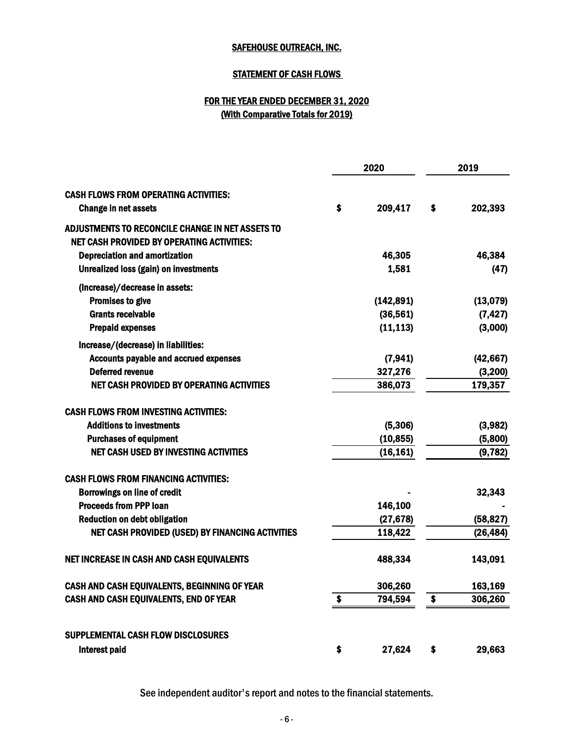# SAFEHOUSE OUTREACH, INC.

## STATEMENT OF CASH FLOWS

### FOR THE YEAR ENDED DECEMBER 31, 2020
### (With Comparative Totals for 2019)

| | 2020 | 2019 |
|---|---|---|
| **CASH FLOWS FROM OPERATING ACTIVITIES:** | | |
| Change in net assets | $ 209,417 | $ 202,393 |
| **ADJUSTMENTS TO RECONCILE CHANGE IN NET ASSETS TO NET CASH PROVIDED BY OPERATING ACTIVITIES:** | | |
| Depreciation and amortization | 46,305 | 46,384 |
| Unrealized loss (gain) on investments | 1,581 | (47) |
| (Increase)/decrease in assets: | | |
| Promises to give | (142,891) | (13,079) |
| Grants receivable | (36,561) | (7,427) |
| Prepaid expenses | (11,113) | (3,000) |
| Increase/(decrease) in liabilities: | | |
| Accounts payable and accrued expenses | (7,941) | (42,667) |
| Deferred revenue | 327,276 | (3,200) |
| NET CASH PROVIDED BY OPERATING ACTIVITIES | 386,073 | 179,357 |
| **CASH FLOWS FROM INVESTING ACTIVITIES:** | | |
| Additions to investments | (5,306) | (3,982) |
| Purchases of equipment | (10,855) | (5,800) |
| NET CASH USED BY INVESTING ACTIVITIES | (16,161) | (9,782) |
| **CASH FLOWS FROM FINANCING ACTIVITIES:** | | |
| Borrowings on line of credit | - | 32,343 |
| Proceeds from PPP loan | 146,100 | - |
| Reduction on debt obligation | (27,678) | (58,827) |
| NET CASH PROVIDED (USED) BY FINANCING ACTIVITIES | 118,422 | (26,484) |
| **NET INCREASE IN CASH AND CASH EQUIVALENTS** | 488,334 | 143,091 |
| **CASH AND CASH EQUIVALENTS, BEGINNING OF YEAR** | 306,260 | 163,169 |
| **CASH AND CASH EQUIVALENTS, END OF YEAR** | $ 794,594 | $ 306,260 |
| **SUPPLEMENTAL CASH FLOW DISCLOSURES** | | |
| Interest paid | $ 27,624 | $ 29,663 |

See independent auditor's report and notes to the financial statements.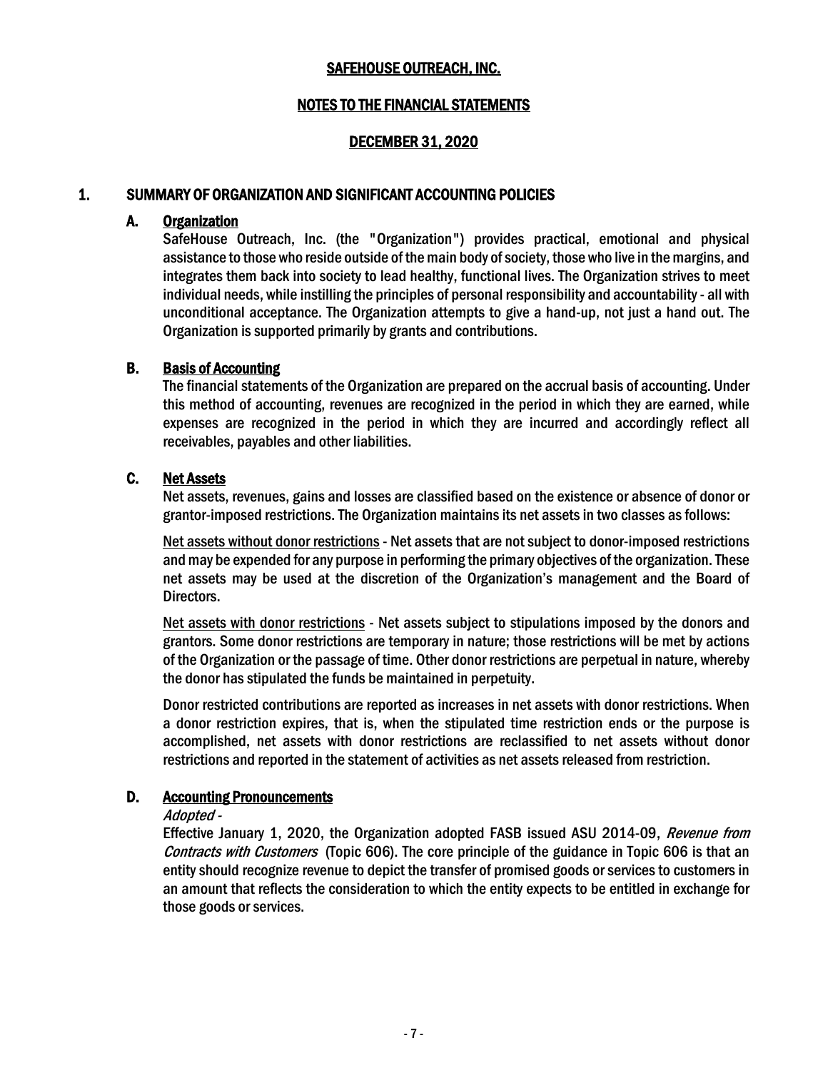# SAFEHOUSE OUTREACH, INC.

## NOTES TO THE FINANCIAL STATEMENTS

## DECEMBER 31, 2020

### 1. SUMMARY OF ORGANIZATION AND SIGNIFICANT ACCOUNTING POLICIES

#### A. Organization

SafeHouse Outreach, Inc. (the "Organization") provides practical, emotional and physical assistance to those who reside outside of the main body of society, those who live in the margins, and integrates them back into society to lead healthy, functional lives. The Organization strives to meet individual needs, while instilling the principles of personal responsibility and accountability - all with unconditional acceptance. The Organization attempts to give a hand-up, not just a hand out. The Organization is supported primarily by grants and contributions.

#### B. Basis of Accounting

The financial statements of the Organization are prepared on the accrual basis of accounting. Under this method of accounting, revenues are recognized in the period in which they are earned, while expenses are recognized in the period in which they are incurred and accordingly reflect all receivables, payables and other liabilities.

#### C. Net Assets

Net assets, revenues, gains and losses are classified based on the existence or absence of donor or grantor-imposed restrictions. The Organization maintains its net assets in two classes as follows:

Net assets without donor restrictions - Net assets that are not subject to donor-imposed restrictions and may be expended for any purpose in performing the primary objectives of the organization. These net assets may be used at the discretion of the Organization's management and the Board of Directors.

Net assets with donor restrictions - Net assets subject to stipulations imposed by the donors and grantors. Some donor restrictions are temporary in nature; those restrictions will be met by actions of the Organization or the passage of time. Other donor restrictions are perpetual in nature, whereby the donor has stipulated the funds be maintained in perpetuity.

Donor restricted contributions are reported as increases in net assets with donor restrictions. When a donor restriction expires, that is, when the stipulated time restriction ends or the purpose is accomplished, net assets with donor restrictions are reclassified to net assets without donor restrictions and reported in the statement of activities as net assets released from restriction.

#### D. Accounting Pronouncements

*Adopted -*

Effective January 1, 2020, the Organization adopted FASB issued ASU 2014-09, *Revenue from Contracts with Customers* (Topic 606). The core principle of the guidance in Topic 606 is that an entity should recognize revenue to depict the transfer of promised goods or services to customers in an amount that reflects the consideration to which the entity expects to be entitled in exchange for those goods or services.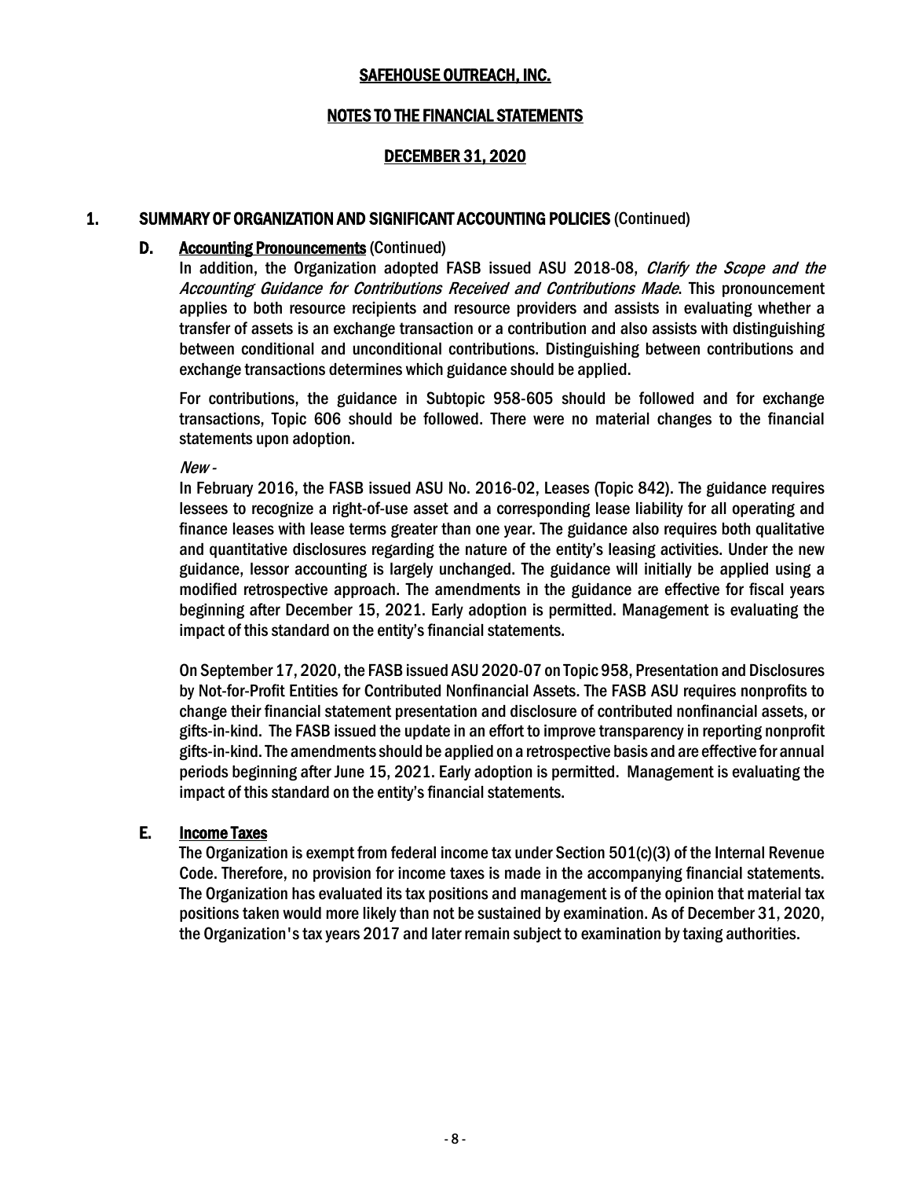## SAFEHOUSE OUTREACH, INC.

## NOTES TO THE FINANCIAL STATEMENTS

## DECEMBER 31, 2020

### 1. SUMMARY OF ORGANIZATION AND SIGNIFICANT ACCOUNTING POLICIES (Continued)

#### D. Accounting Pronouncements (Continued)

In addition, the Organization adopted FASB issued ASU 2018-08, *Clarify the Scope and the Accounting Guidance for Contributions Received and Contributions Made*. This pronouncement applies to both resource recipients and resource providers and assists in evaluating whether a transfer of assets is an exchange transaction or a contribution and also assists with distinguishing between conditional and unconditional contributions. Distinguishing between contributions and exchange transactions determines which guidance should be applied.

For contributions, the guidance in Subtopic 958-605 should be followed and for exchange transactions, Topic 606 should be followed. There were no material changes to the financial statements upon adoption.

*New -*

In February 2016, the FASB issued ASU No. 2016-02, Leases (Topic 842). The guidance requires lessees to recognize a right-of-use asset and a corresponding lease liability for all operating and finance leases with lease terms greater than one year. The guidance also requires both qualitative and quantitative disclosures regarding the nature of the entity's leasing activities. Under the new guidance, lessor accounting is largely unchanged. The guidance will initially be applied using a modified retrospective approach. The amendments in the guidance are effective for fiscal years beginning after December 15, 2021. Early adoption is permitted. Management is evaluating the impact of this standard on the entity's financial statements.

On September 17, 2020, the FASB issued ASU 2020-07 on Topic 958, Presentation and Disclosures by Not-for-Profit Entities for Contributed Nonfinancial Assets. The FASB ASU requires nonprofits to change their financial statement presentation and disclosure of contributed nonfinancial assets, or gifts-in-kind. The FASB issued the update in an effort to improve transparency in reporting nonprofit gifts-in-kind. The amendments should be applied on a retrospective basis and are effective for annual periods beginning after June 15, 2021. Early adoption is permitted. Management is evaluating the impact of this standard on the entity's financial statements.

#### E. Income Taxes

The Organization is exempt from federal income tax under Section 501(c)(3) of the Internal Revenue Code. Therefore, no provision for income taxes is made in the accompanying financial statements. The Organization has evaluated its tax positions and management is of the opinion that material tax positions taken would more likely than not be sustained by examination. As of December 31, 2020, the Organization's tax years 2017 and later remain subject to examination by taxing authorities.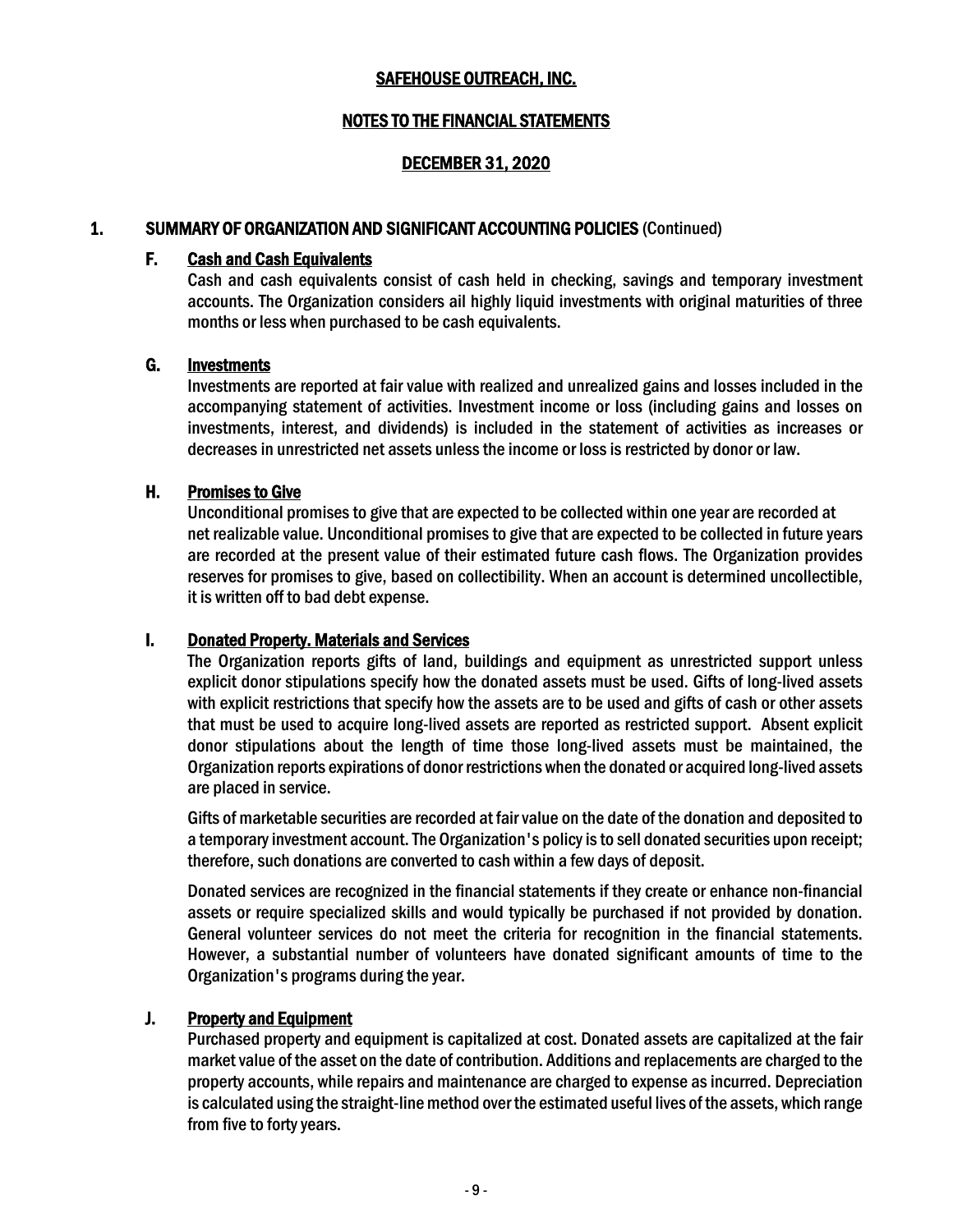# SAFEHOUSE OUTREACH, INC.

## NOTES TO THE FINANCIAL STATEMENTS

## DECEMBER 31, 2020

### 1. SUMMARY OF ORGANIZATION AND SIGNIFICANT ACCOUNTING POLICIES (Continued)

#### F. Cash and Cash Equivalents

Cash and cash equivalents consist of cash held in checking, savings and temporary investment accounts. The Organization considers ail highly liquid investments with original maturities of three months or less when purchased to be cash equivalents.

#### G. Investments

Investments are reported at fair value with realized and unrealized gains and losses included in the accompanying statement of activities. Investment income or loss (including gains and losses on investments, interest, and dividends) is included in the statement of activities as increases or decreases in unrestricted net assets unless the income or loss is restricted by donor or law.

#### H. Promises to Give

Unconditional promises to give that are expected to be collected within one year are recorded at net realizable value. Unconditional promises to give that are expected to be collected in future years are recorded at the present value of their estimated future cash flows. The Organization provides reserves for promises to give, based on collectibility. When an account is determined uncollectible, it is written off to bad debt expense.

#### I. Donated Property. Materials and Services

The Organization reports gifts of land, buildings and equipment as unrestricted support unless explicit donor stipulations specify how the donated assets must be used. Gifts of long-lived assets with explicit restrictions that specify how the assets are to be used and gifts of cash or other assets that must be used to acquire long-lived assets are reported as restricted support. Absent explicit donor stipulations about the length of time those long-lived assets must be maintained, the Organization reports expirations of donor restrictions when the donated or acquired long-lived assets are placed in service.

Gifts of marketable securities are recorded at fair value on the date of the donation and deposited to a temporary investment account. The Organization's policy is to sell donated securities upon receipt; therefore, such donations are converted to cash within a few days of deposit.

Donated services are recognized in the financial statements if they create or enhance non-financial assets or require specialized skills and would typically be purchased if not provided by donation. General volunteer services do not meet the criteria for recognition in the financial statements. However, a substantial number of volunteers have donated significant amounts of time to the Organization's programs during the year.

#### J. Property and Equipment

Purchased property and equipment is capitalized at cost. Donated assets are capitalized at the fair market value of the asset on the date of contribution. Additions and replacements are charged to the property accounts, while repairs and maintenance are charged to expense as incurred. Depreciation is calculated using the straight-line method over the estimated useful lives of the assets, which range from five to forty years.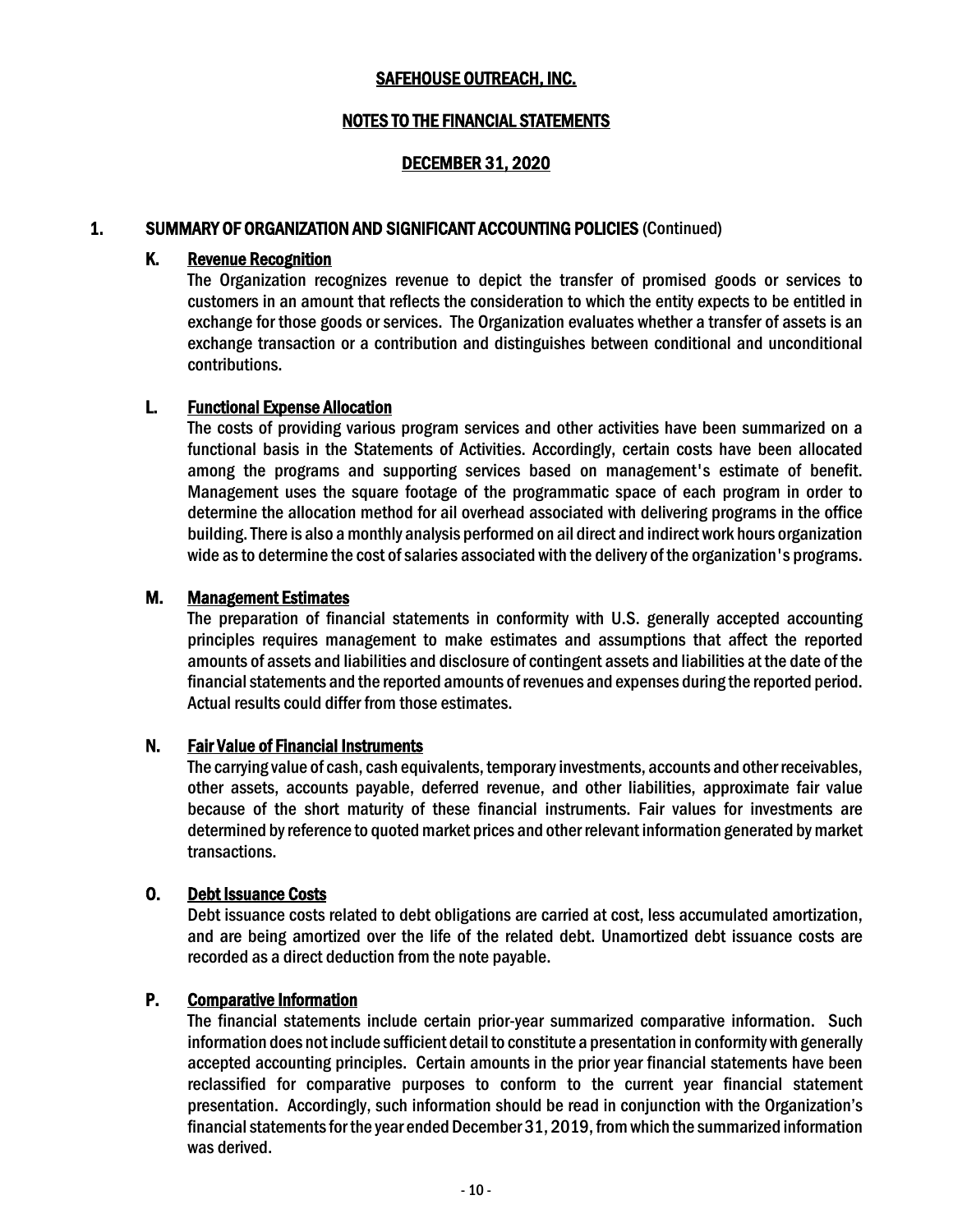# SAFEHOUSE OUTREACH, INC.

## NOTES TO THE FINANCIAL STATEMENTS

## DECEMBER 31, 2020

### 1. SUMMARY OF ORGANIZATION AND SIGNIFICANT ACCOUNTING POLICIES (Continued)

#### K. Revenue Recognition

The Organization recognizes revenue to depict the transfer of promised goods or services to customers in an amount that reflects the consideration to which the entity expects to be entitled in exchange for those goods or services. The Organization evaluates whether a transfer of assets is an exchange transaction or a contribution and distinguishes between conditional and unconditional contributions.

#### L. Functional Expense Allocation

The costs of providing various program services and other activities have been summarized on a functional basis in the Statements of Activities. Accordingly, certain costs have been allocated among the programs and supporting services based on management's estimate of benefit. Management uses the square footage of the programmatic space of each program in order to determine the allocation method for ail overhead associated with delivering programs in the office building. There is also a monthly analysis performed on ail direct and indirect work hours organization wide as to determine the cost of salaries associated with the delivery of the organization's programs.

#### M. Management Estimates

The preparation of financial statements in conformity with U.S. generally accepted accounting principles requires management to make estimates and assumptions that affect the reported amounts of assets and liabilities and disclosure of contingent assets and liabilities at the date of the financial statements and the reported amounts of revenues and expenses during the reported period. Actual results could differ from those estimates.

#### N. Fair Value of Financial Instruments

The carrying value of cash, cash equivalents, temporary investments, accounts and other receivables, other assets, accounts payable, deferred revenue, and other liabilities, approximate fair value because of the short maturity of these financial instruments. Fair values for investments are determined by reference to quoted market prices and other relevant information generated by market transactions.

#### O. Debt Issuance Costs

Debt issuance costs related to debt obligations are carried at cost, less accumulated amortization, and are being amortized over the life of the related debt. Unamortized debt issuance costs are recorded as a direct deduction from the note payable.

#### P. Comparative Information

The financial statements include certain prior-year summarized comparative information. Such information does not include sufficient detail to constitute a presentation in conformity with generally accepted accounting principles. Certain amounts in the prior year financial statements have been reclassified for comparative purposes to conform to the current year financial statement presentation. Accordingly, such information should be read in conjunction with the Organization's financial statements for the year ended December 31, 2019, from which the summarized information was derived.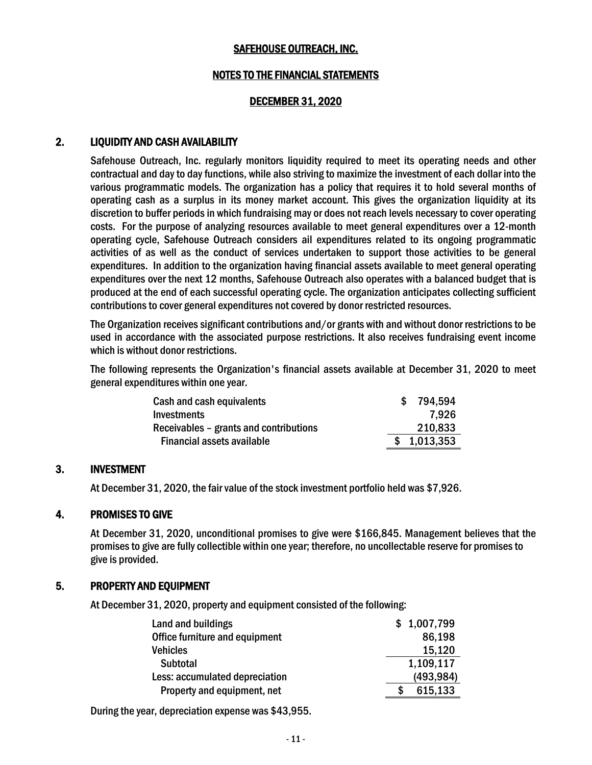# SAFEHOUSE OUTREACH, INC.

## NOTES TO THE FINANCIAL STATEMENTS

## DECEMBER 31, 2020

### 2. LIQUIDITY AND CASH AVAILABILITY

Safehouse Outreach, Inc. regularly monitors liquidity required to meet its operating needs and other contractual and day to day functions, while also striving to maximize the investment of each dollar into the various programmatic models. The organization has a policy that requires it to hold several months of operating cash as a surplus in its money market account. This gives the organization liquidity at its discretion to buffer periods in which fundraising may or does not reach levels necessary to cover operating costs. For the purpose of analyzing resources available to meet general expenditures over a 12-month operating cycle, Safehouse Outreach considers ail expenditures related to its ongoing programmatic activities of as well as the conduct of services undertaken to support those activities to be general expenditures. In addition to the organization having financial assets available to meet general operating expenditures over the next 12 months, Safehouse Outreach also operates with a balanced budget that is produced at the end of each successful operating cycle. The organization anticipates collecting sufficient contributions to cover general expenditures not covered by donor restricted resources.

The Organization receives significant contributions and/or grants with and without donor restrictions to be used in accordance with the associated purpose restrictions. It also receives fundraising event income which is without donor restrictions.

The following represents the Organization's financial assets available at December 31, 2020 to meet general expenditures within one year.

| | |
|---|---|
| Cash and cash equivalents | $ 794,594 |
| Investments | 7,926 |
| Receivables – grants and contributions | 210,833 |
| Financial assets available | $ 1,013,353 |

### 3. INVESTMENT

At December 31, 2020, the fair value of the stock investment portfolio held was $7,926.

### 4. PROMISES TO GIVE

At December 31, 2020, unconditional promises to give were $166,845. Management believes that the promises to give are fully collectible within one year; therefore, no uncollectable reserve for promises to give is provided.

### 5. PROPERTY AND EQUIPMENT

At December 31, 2020, property and equipment consisted of the following:

| | |
|---|---|
| Land and buildings | $ 1,007,799 |
| Office furniture and equipment | 86,198 |
| Vehicles | 15,120 |
| Subtotal | 1,109,117 |
| Less: accumulated depreciation | (493,984) |
| Property and equipment, net | $ 615,133 |

During the year, depreciation expense was $43,955.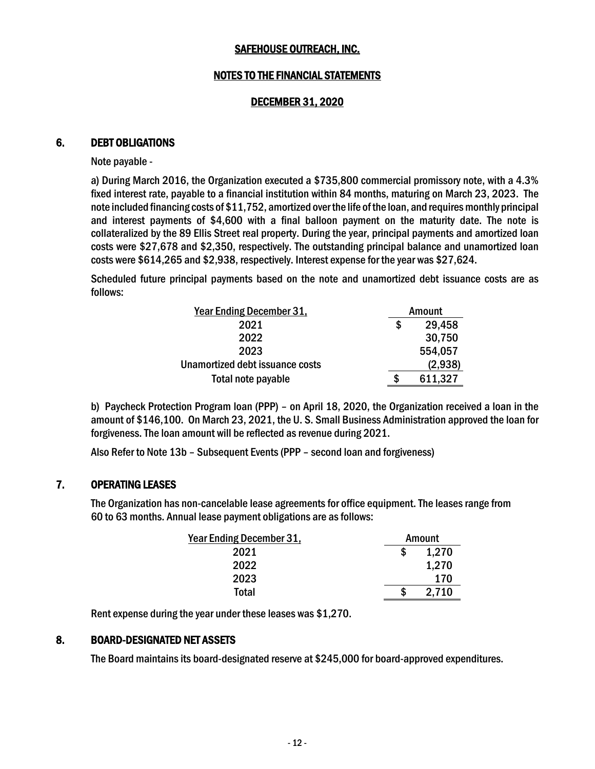SAFEHOUSE OUTREACH, INC.

NOTES TO THE FINANCIAL STATEMENTS

DECEMBER 31, 2020

## 6. DEBT OBLIGATIONS

Note payable -

a) During March 2016, the Organization executed a $735,800 commercial promissory note, with a 4.3% fixed interest rate, payable to a financial institution within 84 months, maturing on March 23, 2023. The note included financing costs of $11,752, amortized over the life of the loan, and requires monthly principal and interest payments of $4,600 with a final balloon payment on the maturity date. The note is collateralized by the 89 Ellis Street real property. During the year, principal payments and amortized loan costs were $27,678 and $2,350, respectively. The outstanding principal balance and unamortized loan costs were $614,265 and $2,938, respectively. Interest expense for the year was $27,624.

Scheduled future principal payments based on the note and unamortized debt issuance costs are as follows:

| Year Ending December 31, | Amount |
|---|---|
| 2021 | $ 29,458 |
| 2022 | 30,750 |
| 2023 | 554,057 |
| Unamortized debt issuance costs | (2,938) |
| Total note payable | $ 611,327 |

b) Paycheck Protection Program loan (PPP) – on April 18, 2020, the Organization received a loan in the amount of $146,100. On March 23, 2021, the U. S. Small Business Administration approved the loan for forgiveness. The loan amount will be reflected as revenue during 2021.

Also Refer to Note 13b – Subsequent Events (PPP – second loan and forgiveness)

## 7. OPERATING LEASES

The Organization has non-cancelable lease agreements for office equipment. The leases range from 60 to 63 months. Annual lease payment obligations are as follows:

| Year Ending December 31, | Amount |
|---|---|
| 2021 | $ 1,270 |
| 2022 | 1,270 |
| 2023 | 170 |
| Total | $ 2,710 |

Rent expense during the year under these leases was $1,270.

## 8. BOARD-DESIGNATED NET ASSETS

The Board maintains its board-designated reserve at $245,000 for board-approved expenditures.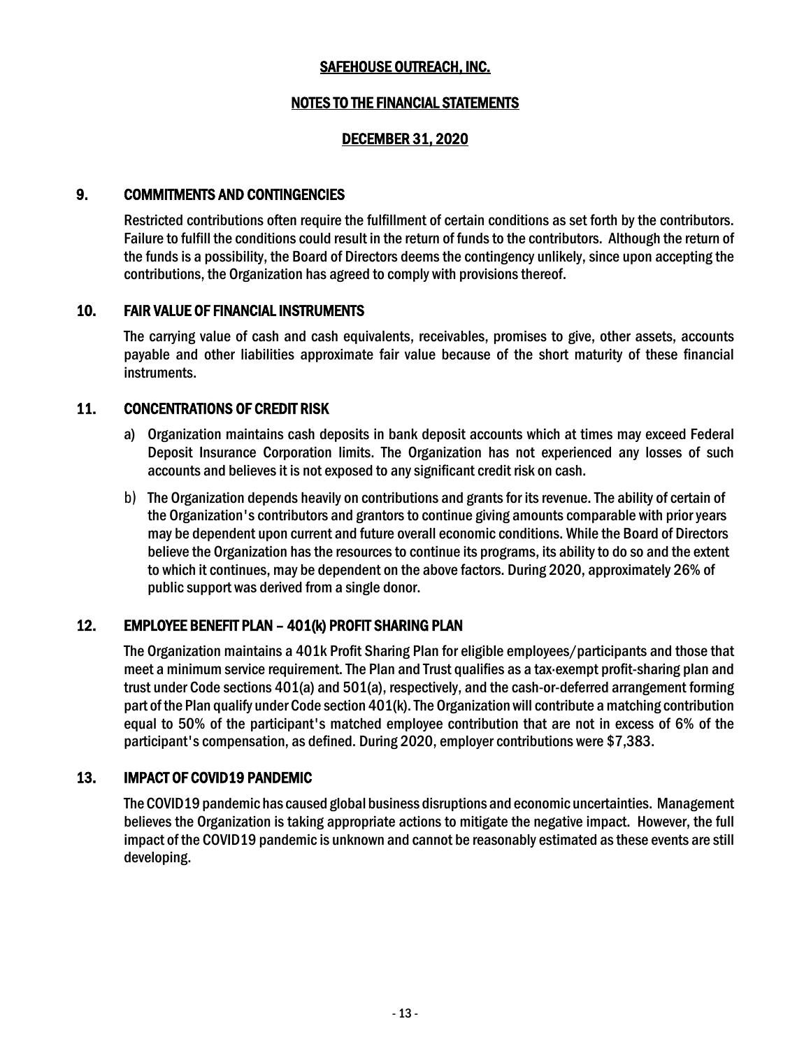# SAFEHOUSE OUTREACH, INC.

## NOTES TO THE FINANCIAL STATEMENTS

## DECEMBER 31, 2020

### 9. COMMITMENTS AND CONTINGENCIES

Restricted contributions often require the fulfillment of certain conditions as set forth by the contributors. Failure to fulfill the conditions could result in the return of funds to the contributors. Although the return of the funds is a possibility, the Board of Directors deems the contingency unlikely, since upon accepting the contributions, the Organization has agreed to comply with provisions thereof.

### 10. FAIR VALUE OF FINANCIAL INSTRUMENTS

The carrying value of cash and cash equivalents, receivables, promises to give, other assets, accounts payable and other liabilities approximate fair value because of the short maturity of these financial instruments.

### 11. CONCENTRATIONS OF CREDIT RISK

a) Organization maintains cash deposits in bank deposit accounts which at times may exceed Federal Deposit Insurance Corporation limits. The Organization has not experienced any losses of such accounts and believes it is not exposed to any significant credit risk on cash.

b) The Organization depends heavily on contributions and grants for its revenue. The ability of certain of the Organization's contributors and grantors to continue giving amounts comparable with prior years may be dependent upon current and future overall economic conditions. While the Board of Directors believe the Organization has the resources to continue its programs, its ability to do so and the extent to which it continues, may be dependent on the above factors. During 2020, approximately 26% of public support was derived from a single donor.

### 12. EMPLOYEE BENEFIT PLAN – 401(k) PROFIT SHARING PLAN

The Organization maintains a 401k Profit Sharing Plan for eligible employees/participants and those that meet a minimum service requirement. The Plan and Trust qualifies as a tax-exempt profit-sharing plan and trust under Code sections 401(a) and 501(a), respectively, and the cash-or-deferred arrangement forming part of the Plan qualify under Code section 401(k). The Organization will contribute a matching contribution equal to 50% of the participant's matched employee contribution that are not in excess of 6% of the participant's compensation, as defined. During 2020, employer contributions were $7,383.

### 13. IMPACT OF COVID19 PANDEMIC

The COVID19 pandemic has caused global business disruptions and economic uncertainties. Management believes the Organization is taking appropriate actions to mitigate the negative impact. However, the full impact of the COVID19 pandemic is unknown and cannot be reasonably estimated as these events are still developing.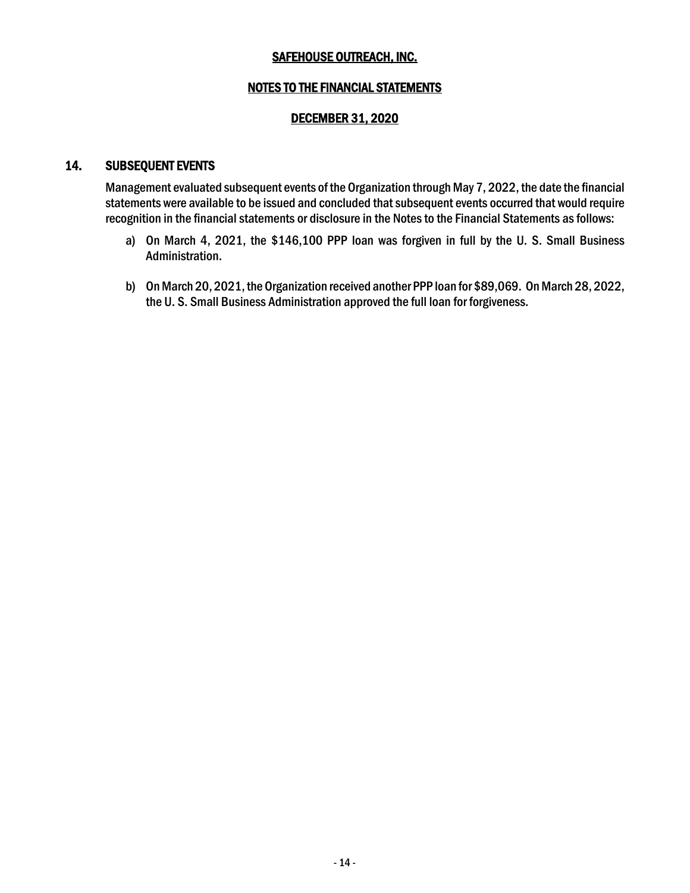# SAFEHOUSE OUTREACH, INC.

## NOTES TO THE FINANCIAL STATEMENTS

## DECEMBER 31, 2020

### 14. SUBSEQUENT EVENTS

Management evaluated subsequent events of the Organization through May 7, 2022, the date the financial statements were available to be issued and concluded that subsequent events occurred that would require recognition in the financial statements or disclosure in the Notes to the Financial Statements as follows:

a) On March 4, 2021, the $146,100 PPP loan was forgiven in full by the U. S. Small Business Administration.

b) On March 20, 2021, the Organization received another PPP loan for $89,069. On March 28, 2022, the U. S. Small Business Administration approved the full loan for forgiveness.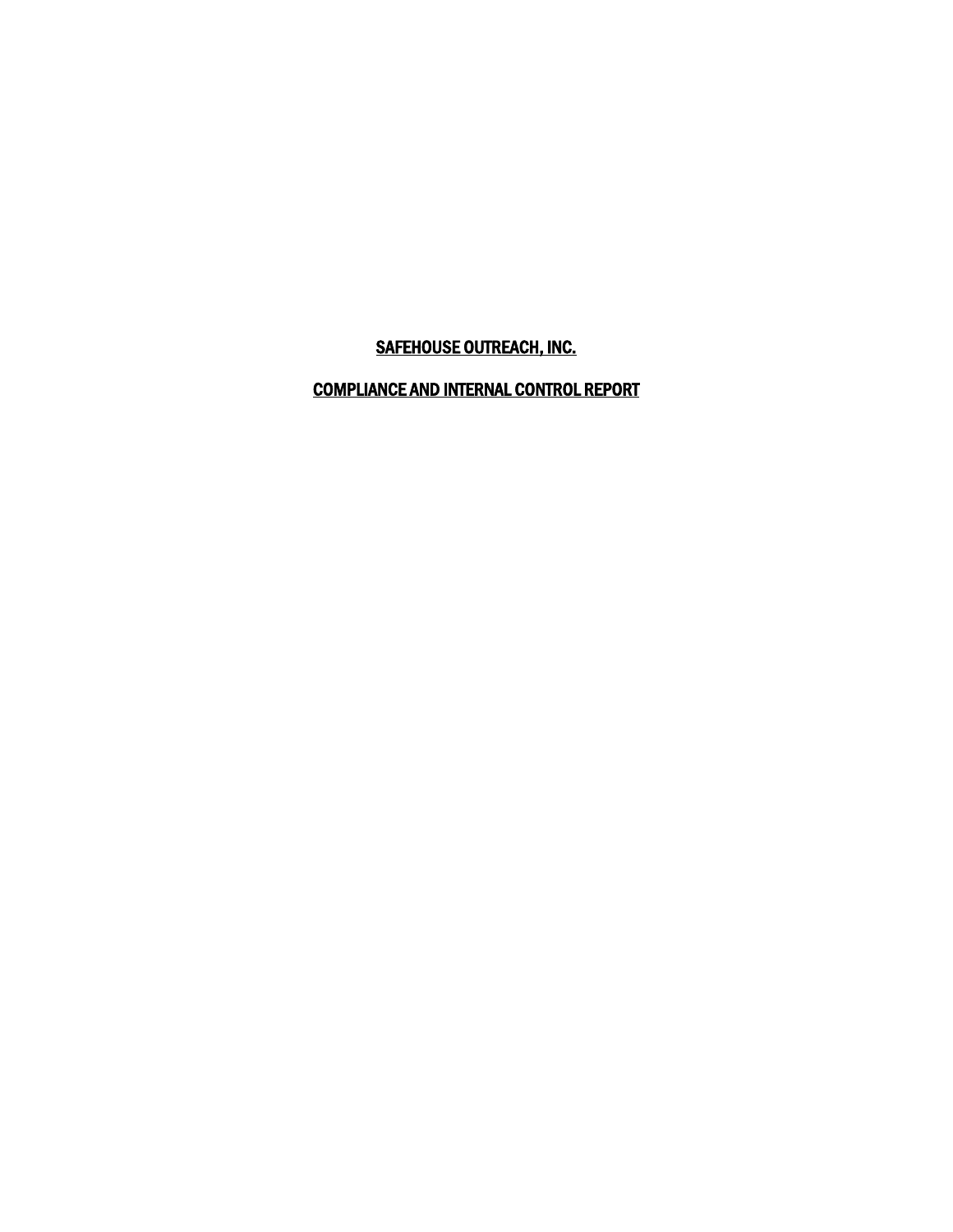# SAFEHOUSE OUTREACH, INC.

## COMPLIANCE AND INTERNAL CONTROL REPORT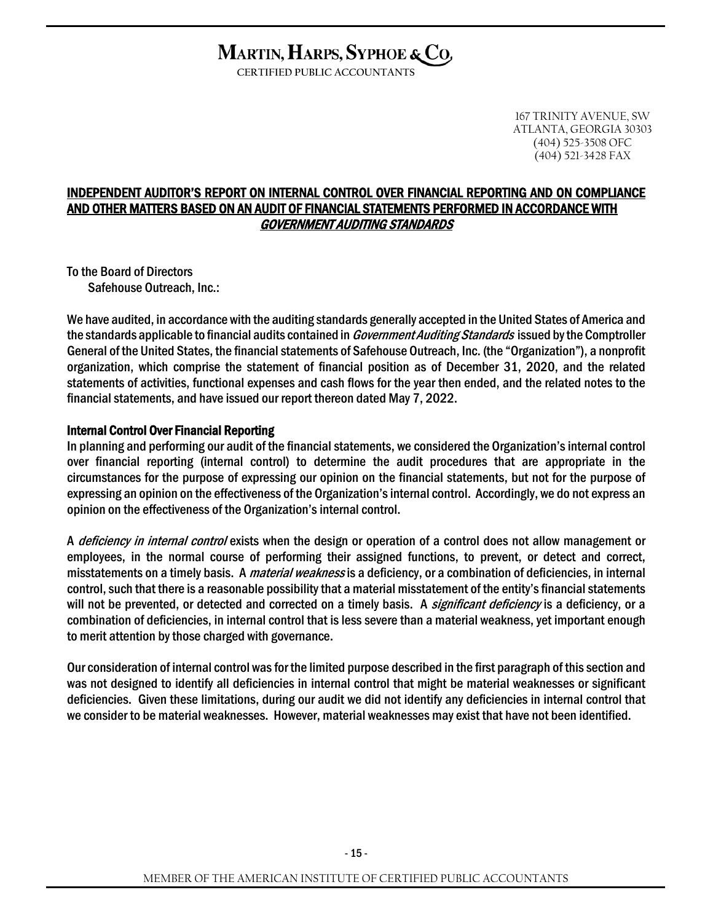# MARTIN, HARPS, SYPHOE & CO.

CERTIFIED PUBLIC ACCOUNTANTS

167 TRINITY AVENUE, SW
ATLANTA, GEORGIA 30303
(404) 525-3508 OFC
(404) 521-3428 FAX

## INDEPENDENT AUDITOR'S REPORT ON INTERNAL CONTROL OVER FINANCIAL REPORTING AND ON COMPLIANCE AND OTHER MATTERS BASED ON AN AUDIT OF FINANCIAL STATEMENTS PERFORMED IN ACCORDANCE WITH *GOVERNMENT AUDITING STANDARDS*

To the Board of Directors
Safehouse Outreach, Inc.:

We have audited, in accordance with the auditing standards generally accepted in the United States of America and the standards applicable to financial audits contained in *Government Auditing Standards* issued by the Comptroller General of the United States, the financial statements of Safehouse Outreach, Inc. (the "Organization"), a nonprofit organization, which comprise the statement of financial position as of December 31, 2020, and the related statements of activities, functional expenses and cash flows for the year then ended, and the related notes to the financial statements, and have issued our report thereon dated May 7, 2022.

### Internal Control Over Financial Reporting

In planning and performing our audit of the financial statements, we considered the Organization's internal control over financial reporting (internal control) to determine the audit procedures that are appropriate in the circumstances for the purpose of expressing our opinion on the financial statements, but not for the purpose of expressing an opinion on the effectiveness of the Organization's internal control. Accordingly, we do not express an opinion on the effectiveness of the Organization's internal control.

A *deficiency in internal control* exists when the design or operation of a control does not allow management or employees, in the normal course of performing their assigned functions, to prevent, or detect and correct, misstatements on a timely basis. A *material weakness* is a deficiency, or a combination of deficiencies, in internal control, such that there is a reasonable possibility that a material misstatement of the entity's financial statements will not be prevented, or detected and corrected on a timely basis. A *significant deficiency* is a deficiency, or a combination of deficiencies, in internal control that is less severe than a material weakness, yet important enough to merit attention by those charged with governance.

Our consideration of internal control was for the limited purpose described in the first paragraph of this section and was not designed to identify all deficiencies in internal control that might be material weaknesses or significant deficiencies. Given these limitations, during our audit we did not identify any deficiencies in internal control that we consider to be material weaknesses. However, material weaknesses may exist that have not been identified.

MEMBER OF THE AMERICAN INSTITUTE OF CERTIFIED PUBLIC ACCOUNTANTS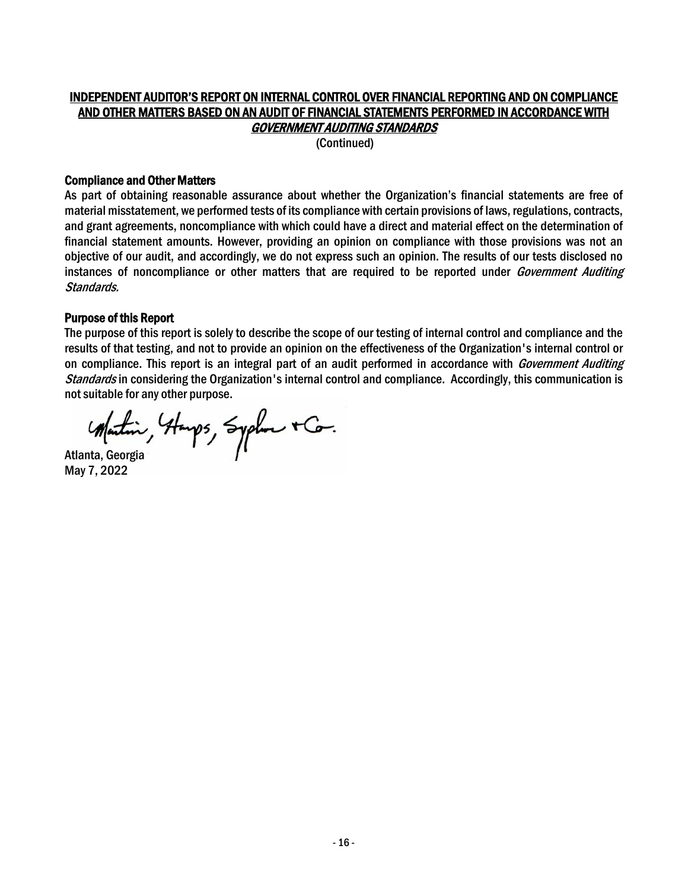# INDEPENDENT AUDITOR'S REPORT ON INTERNAL CONTROL OVER FINANCIAL REPORTING AND ON COMPLIANCE AND OTHER MATTERS BASED ON AN AUDIT OF FINANCIAL STATEMENTS PERFORMED IN ACCORDANCE WITH *GOVERNMENT AUDITING STANDARDS*

(Continued)

## Compliance and Other Matters

As part of obtaining reasonable assurance about whether the Organization's financial statements are free of material misstatement, we performed tests of its compliance with certain provisions of laws, regulations, contracts, and grant agreements, noncompliance with which could have a direct and material effect on the determination of financial statement amounts. However, providing an opinion on compliance with those provisions was not an objective of our audit, and accordingly, we do not express such an opinion. The results of our tests disclosed no instances of noncompliance or other matters that are required to be reported under *Government Auditing Standards.*

## Purpose of this Report

The purpose of this report is solely to describe the scope of our testing of internal control and compliance and the results of that testing, and not to provide an opinion on the effectiveness of the Organization's internal control or on compliance. This report is an integral part of an audit performed in accordance with *Government Auditing Standards* in considering the Organization's internal control and compliance. Accordingly, this communication is not suitable for any other purpose.

Martin, Harps, Syphoe + Co.

Atlanta, Georgia
May 7, 2022